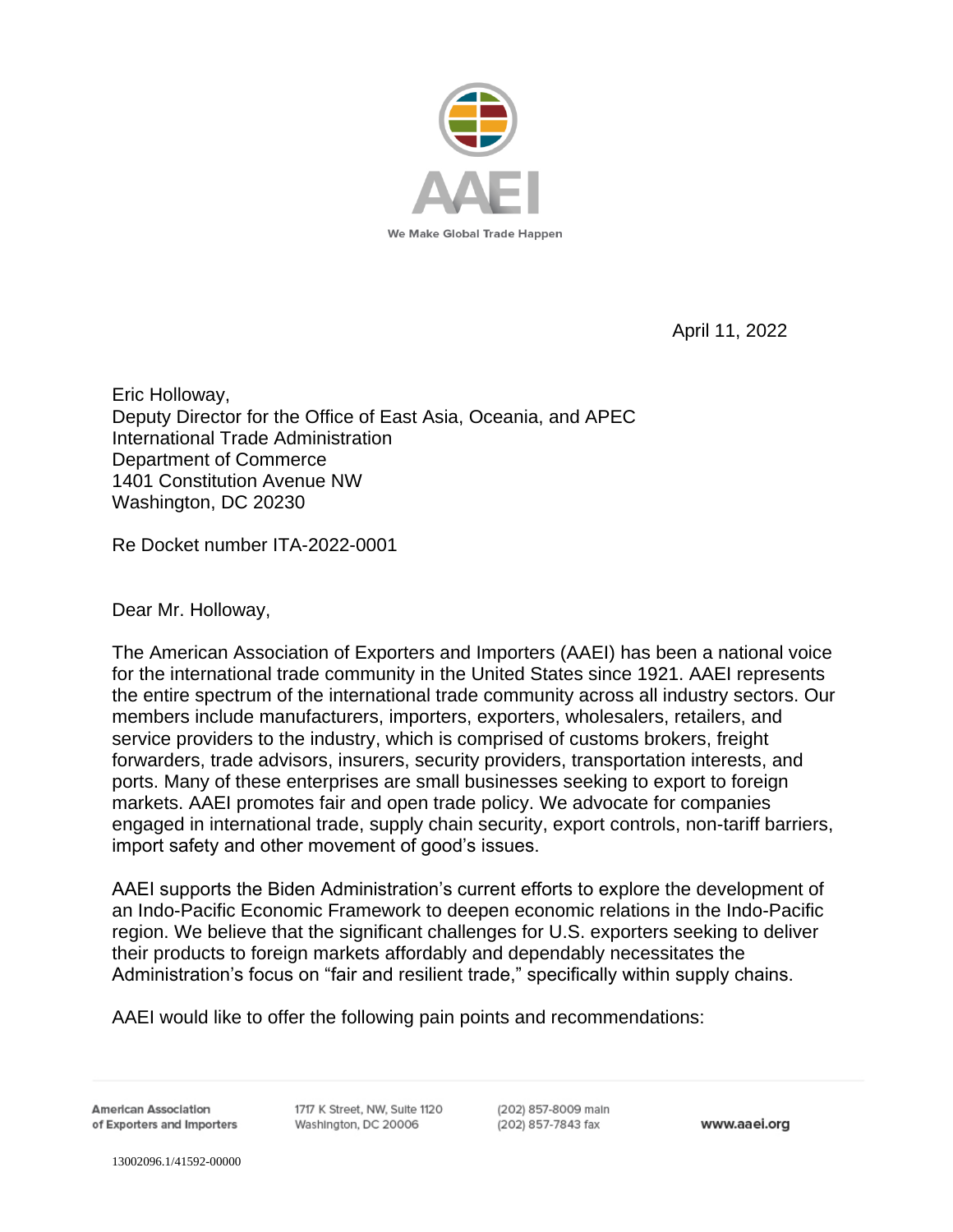AAEI

We Make Global Trade Happen

April 11, 2022

Eric Holloway,
Deputy Director for the Office of East Asia, Oceania, and APEC
International Trade Administration
Department of Commerce
1401 Constitution Avenue NW
Washington, DC 20230

Re Docket number ITA-2022-0001

Dear Mr. Holloway,

The American Association of Exporters and Importers (AAEI) has been a national voice for the international trade community in the United States since 1921. AAEI represents the entire spectrum of the international trade community across all industry sectors. Our members include manufacturers, importers, exporters, wholesalers, retailers, and service providers to the industry, which is comprised of customs brokers, freight forwarders, trade advisors, insurers, security providers, transportation interests, and ports. Many of these enterprises are small businesses seeking to export to foreign markets. AAEI promotes fair and open trade policy. We advocate for companies engaged in international trade, supply chain security, export controls, non-tariff barriers, import safety and other movement of good's issues.

AAEI supports the Biden Administration's current efforts to explore the development of an Indo-Pacific Economic Framework to deepen economic relations in the Indo-Pacific region. We believe that the significant challenges for U.S. exporters seeking to deliver their products to foreign markets affordably and dependably necessitates the Administration's focus on "fair and resilient trade," specifically within supply chains.

AAEI would like to offer the following pain points and recommendations: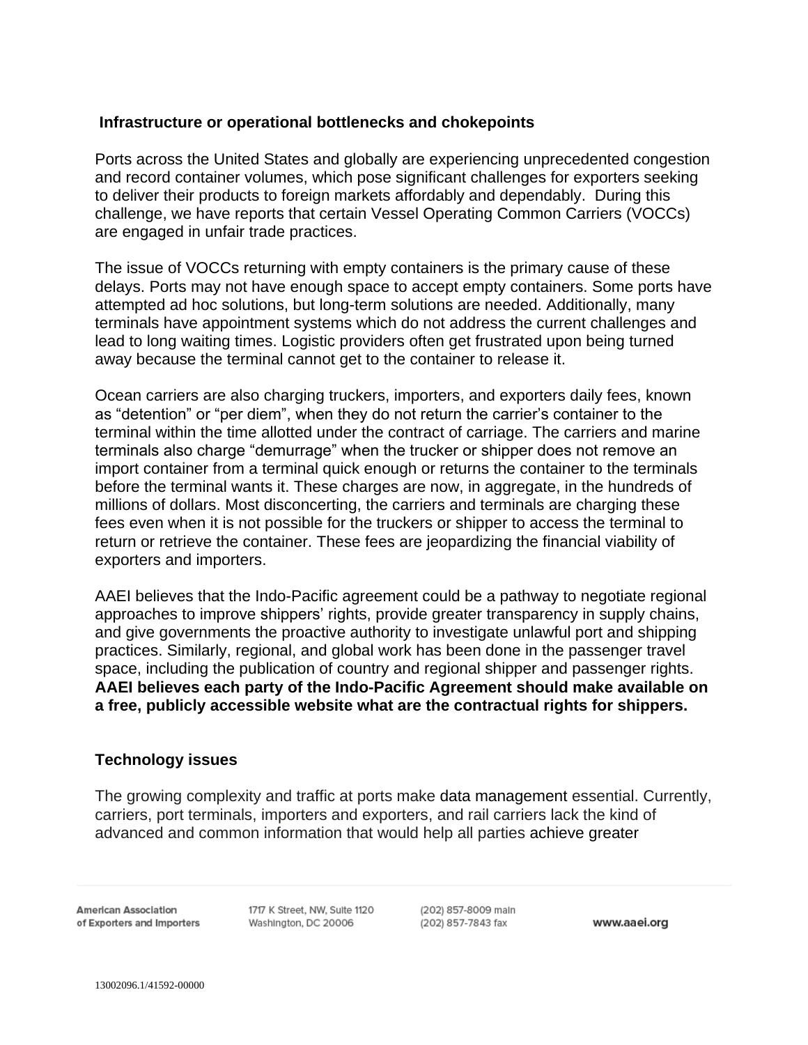## Infrastructure or operational bottlenecks and chokepoints

Ports across the United States and globally are experiencing unprecedented congestion and record container volumes, which pose significant challenges for exporters seeking to deliver their products to foreign markets affordably and dependably. During this challenge, we have reports that certain Vessel Operating Common Carriers (VOCCs) are engaged in unfair trade practices.

The issue of VOCCs returning with empty containers is the primary cause of these delays. Ports may not have enough space to accept empty containers. Some ports have attempted ad hoc solutions, but long-term solutions are needed. Additionally, many terminals have appointment systems which do not address the current challenges and lead to long waiting times. Logistic providers often get frustrated upon being turned away because the terminal cannot get to the container to release it.

Ocean carriers are also charging truckers, importers, and exporters daily fees, known as "detention" or "per diem", when they do not return the carrier's container to the terminal within the time allotted under the contract of carriage. The carriers and marine terminals also charge "demurrage" when the trucker or shipper does not remove an import container from a terminal quick enough or returns the container to the terminals before the terminal wants it. These charges are now, in aggregate, in the hundreds of millions of dollars. Most disconcerting, the carriers and terminals are charging these fees even when it is not possible for the truckers or shipper to access the terminal to return or retrieve the container. These fees are jeopardizing the financial viability of exporters and importers.

AAEI believes that the Indo-Pacific agreement could be a pathway to negotiate regional approaches to improve shippers' rights, provide greater transparency in supply chains, and give governments the proactive authority to investigate unlawful port and shipping practices. Similarly, regional, and global work has been done in the passenger travel space, including the publication of country and regional shipper and passenger rights. **AAEI believes each party of the Indo-Pacific Agreement should make available on a free, publicly accessible website what are the contractual rights for shippers.**

## Technology issues

The growing complexity and traffic at ports make data management essential. Currently, carriers, port terminals, importers and exporters, and rail carriers lack the kind of advanced and common information that would help all parties achieve greater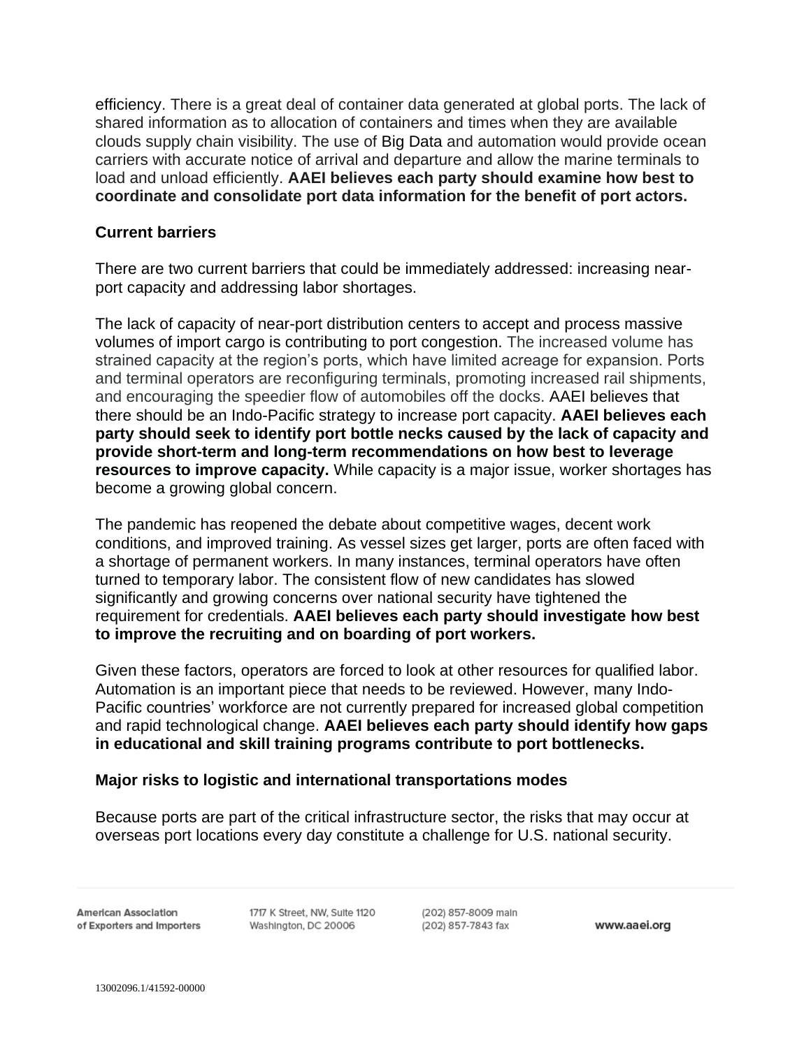efficiency. There is a great deal of container data generated at global ports. The lack of shared information as to allocation of containers and times when they are available clouds supply chain visibility. The use of Big Data and automation would provide ocean carriers with accurate notice of arrival and departure and allow the marine terminals to load and unload efficiently. **AAEI believes each party should examine how best to coordinate and consolidate port data information for the benefit of port actors.**

**Current barriers**

There are two current barriers that could be immediately addressed: increasing near-port capacity and addressing labor shortages.

The lack of capacity of near-port distribution centers to accept and process massive volumes of import cargo is contributing to port congestion. The increased volume has strained capacity at the region's ports, which have limited acreage for expansion. Ports and terminal operators are reconfiguring terminals, promoting increased rail shipments, and encouraging the speedier flow of automobiles off the docks. AAEI believes that there should be an Indo-Pacific strategy to increase port capacity. **AAEI believes each party should seek to identify port bottle necks caused by the lack of capacity and provide short-term and long-term recommendations on how best to leverage resources to improve capacity.** While capacity is a major issue, worker shortages has become a growing global concern.

The pandemic has reopened the debate about competitive wages, decent work conditions, and improved training. As vessel sizes get larger, ports are often faced with a shortage of permanent workers. In many instances, terminal operators have often turned to temporary labor. The consistent flow of new candidates has slowed significantly and growing concerns over national security have tightened the requirement for credentials. **AAEI believes each party should investigate how best to improve the recruiting and on boarding of port workers.**

Given these factors, operators are forced to look at other resources for qualified labor. Automation is an important piece that needs to be reviewed. However, many Indo-Pacific countries' workforce are not currently prepared for increased global competition and rapid technological change. **AAEI believes each party should identify how gaps in educational and skill training programs contribute to port bottlenecks.**

**Major risks to logistic and international transportations modes**

Because ports are part of the critical infrastructure sector, the risks that may occur at overseas port locations every day constitute a challenge for U.S. national security.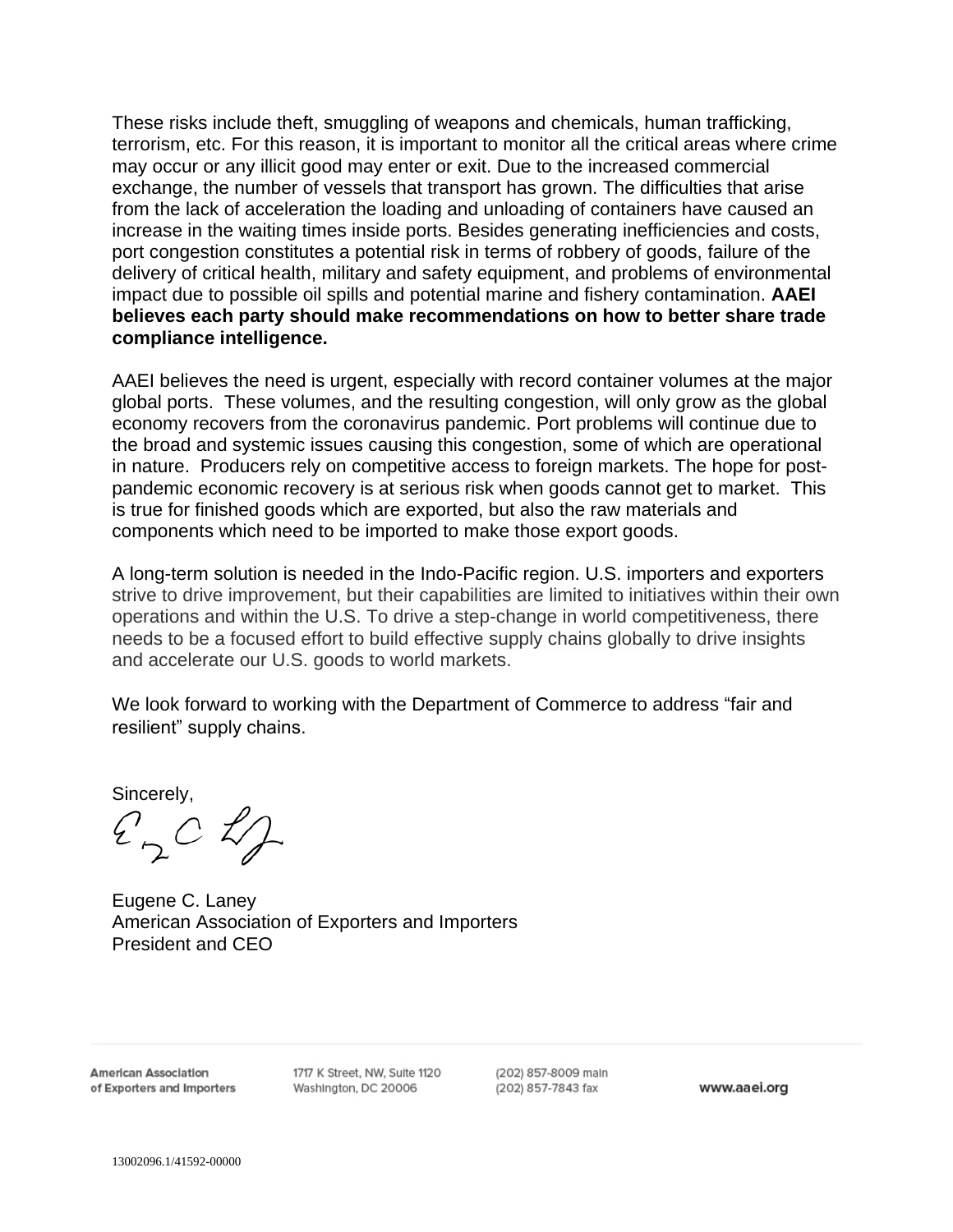These risks include theft, smuggling of weapons and chemicals, human trafficking, terrorism, etc. For this reason, it is important to monitor all the critical areas where crime may occur or any illicit good may enter or exit. Due to the increased commercial exchange, the number of vessels that transport has grown. The difficulties that arise from the lack of acceleration the loading and unloading of containers have caused an increase in the waiting times inside ports. Besides generating inefficiencies and costs, port congestion constitutes a potential risk in terms of robbery of goods, failure of the delivery of critical health, military and safety equipment, and problems of environmental impact due to possible oil spills and potential marine and fishery contamination. **AAEI believes each party should make recommendations on how to better share trade compliance intelligence.**

AAEI believes the need is urgent, especially with record container volumes at the major global ports. These volumes, and the resulting congestion, will only grow as the global economy recovers from the coronavirus pandemic. Port problems will continue due to the broad and systemic issues causing this congestion, some of which are operational in nature. Producers rely on competitive access to foreign markets. The hope for post-pandemic economic recovery is at serious risk when goods cannot get to market. This is true for finished goods which are exported, but also the raw materials and components which need to be imported to make those export goods.

A long-term solution is needed in the Indo-Pacific region. U.S. importers and exporters strive to drive improvement, but their capabilities are limited to initiatives within their own operations and within the U.S. To drive a step-change in world competitiveness, there needs to be a focused effort to build effective supply chains globally to drive insights and accelerate our U.S. goods to world markets.

We look forward to working with the Department of Commerce to address “fair and resilient” supply chains.

Sincerely,

Eugene C. Laney
American Association of Exporters and Importers
President and CEO

American Association of Exporters and Importers
1717 K Street, NW, Suite 1120
Washington, DC 20006
(202) 857-8009 main
(202) 857-7843 fax
www.aaei.org

13002096.1/41592-00000